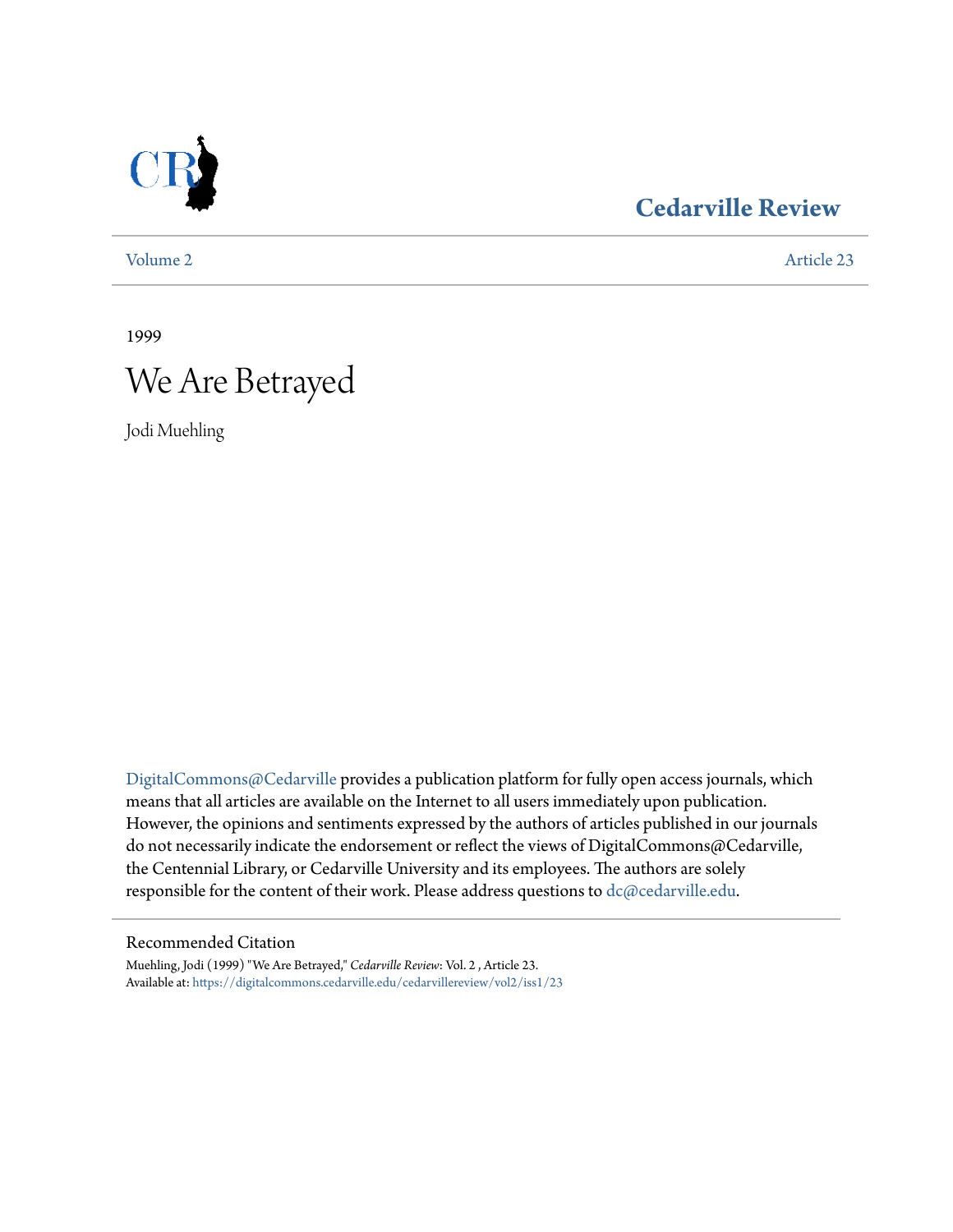**Cedarville Review**

Volume 2 | Article 23

1999

# We Are Betrayed

Jodi Muehling

DigitalCommons@Cedarville provides a publication platform for fully open access journals, which means that all articles are available on the Internet to all users immediately upon publication. However, the opinions and sentiments expressed by the authors of articles published in our journals do not necessarily indicate the endorsement or reflect the views of DigitalCommons@Cedarville, the Centennial Library, or Cedarville University and its employees. The authors are solely responsible for the content of their work. Please address questions to dc@cedarville.edu.

## Recommended Citation

Muehling, Jodi (1999) "We Are Betrayed," *Cedarville Review*: Vol. 2 , Article 23.
Available at: https://digitalcommons.cedarville.edu/cedarvillereview/vol2/iss1/23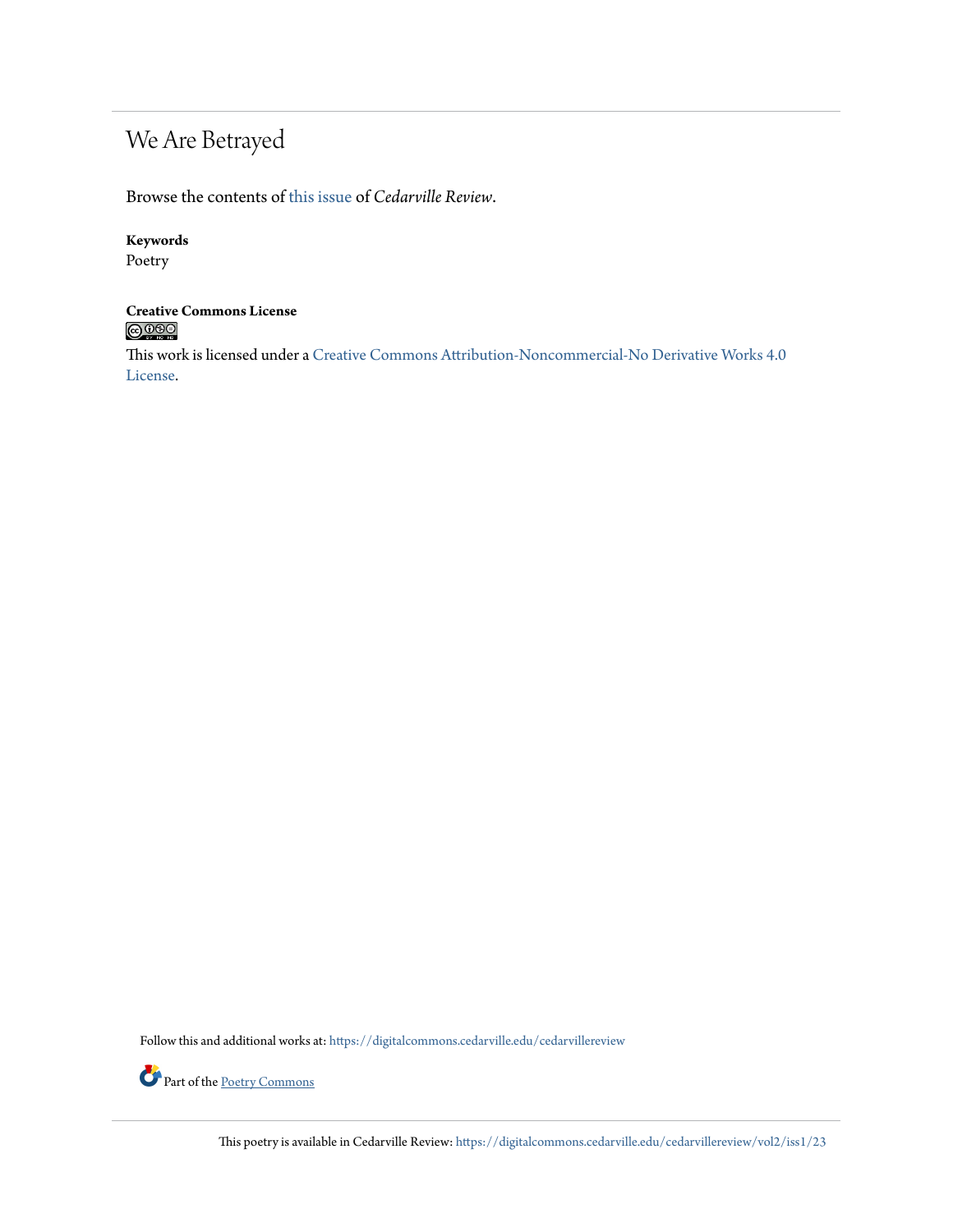# We Are Betrayed

Browse the contents of this issue of *Cedarville Review*.

**Keywords**
Poetry

**Creative Commons License**

This work is licensed under a Creative Commons Attribution-Noncommercial-No Derivative Works 4.0 License.

Follow this and additional works at: https://digitalcommons.cedarville.edu/cedarvillereview

Part of the Poetry Commons

This poetry is available in Cedarville Review: https://digitalcommons.cedarville.edu/cedarvillereview/vol2/iss1/23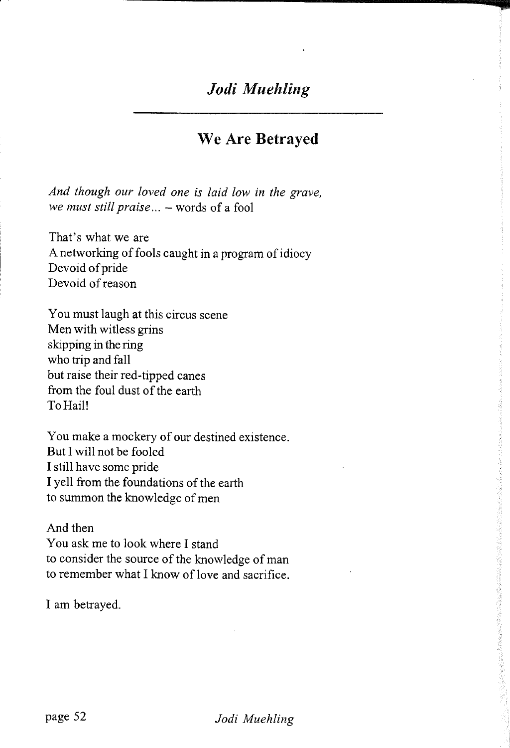## *Jodi Muehling*

# We Are Betrayed

*And though our loved one is laid low in the grave,*
*we must still praise…* – words of a fool

That's what we are
A networking of fools caught in a program of idiocy
Devoid of pride
Devoid of reason

You must laugh at this circus scene
Men with witless grins
skipping in the ring
who trip and fall
but raise their red-tipped canes
from the foul dust of the earth
To Hail!

You make a mockery of our destined existence.
But I will not be fooled
I still have some pride
I yell from the foundations of the earth
to summon the knowledge of men

And then
You ask me to look where I stand
to consider the source of the knowledge of man
to remember what I know of love and sacrifice.

I am betrayed.